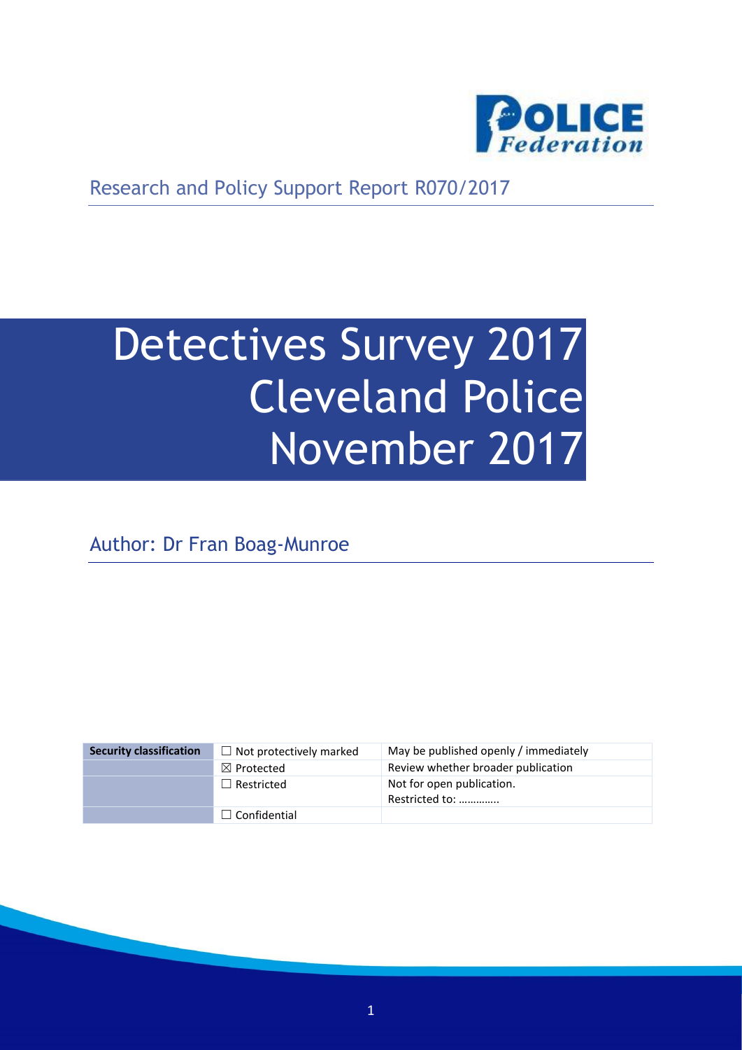Research and Policy Support Report R070/2017

# Detectives Survey 2017 Cleveland Police November 2017

Author: Dr Fran Boag-Munroe

| Security classification | ☐ Not protectively marked | May be published openly / immediately |
|---|---|---|
| | ☒ Protected | Review whether broader publication |
| | ☐ Restricted | Not for open publication. Restricted to: ………….. |
| | ☐ Confidential | |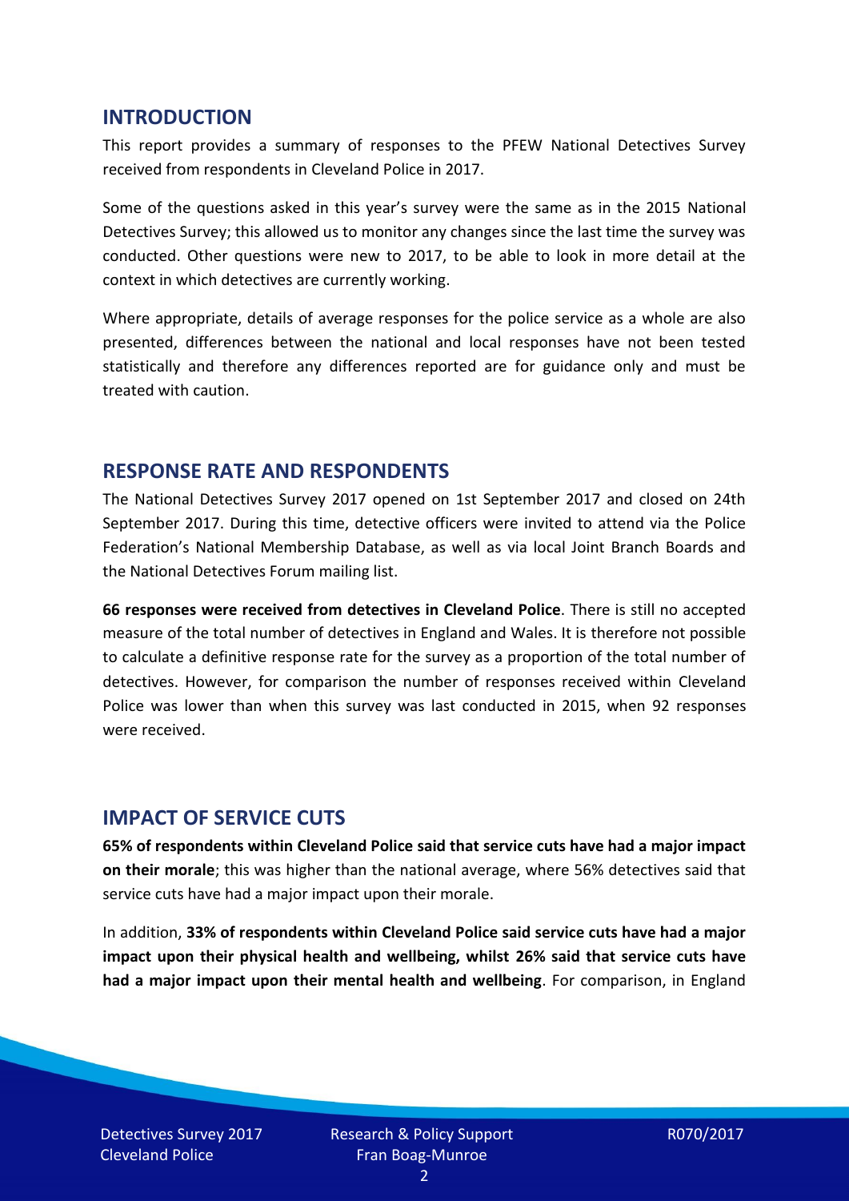## INTRODUCTION

This report provides a summary of responses to the PFEW National Detectives Survey received from respondents in Cleveland Police in 2017.

Some of the questions asked in this year's survey were the same as in the 2015 National Detectives Survey; this allowed us to monitor any changes since the last time the survey was conducted. Other questions were new to 2017, to be able to look in more detail at the context in which detectives are currently working.

Where appropriate, details of average responses for the police service as a whole are also presented, differences between the national and local responses have not been tested statistically and therefore any differences reported are for guidance only and must be treated with caution.

## RESPONSE RATE AND RESPONDENTS

The National Detectives Survey 2017 opened on 1st September 2017 and closed on 24th September 2017. During this time, detective officers were invited to attend via the Police Federation's National Membership Database, as well as via local Joint Branch Boards and the National Detectives Forum mailing list.

**66 responses were received from detectives in Cleveland Police**. There is still no accepted measure of the total number of detectives in England and Wales. It is therefore not possible to calculate a definitive response rate for the survey as a proportion of the total number of detectives. However, for comparison the number of responses received within Cleveland Police was lower than when this survey was last conducted in 2015, when 92 responses were received.

## IMPACT OF SERVICE CUTS

**65% of respondents within Cleveland Police said that service cuts have had a major impact on their morale**; this was higher than the national average, where 56% detectives said that service cuts have had a major impact upon their morale.

In addition, **33% of respondents within Cleveland Police said service cuts have had a major impact upon their physical health and wellbeing, whilst 26% said that service cuts have had a major impact upon their mental health and wellbeing**. For comparison, in England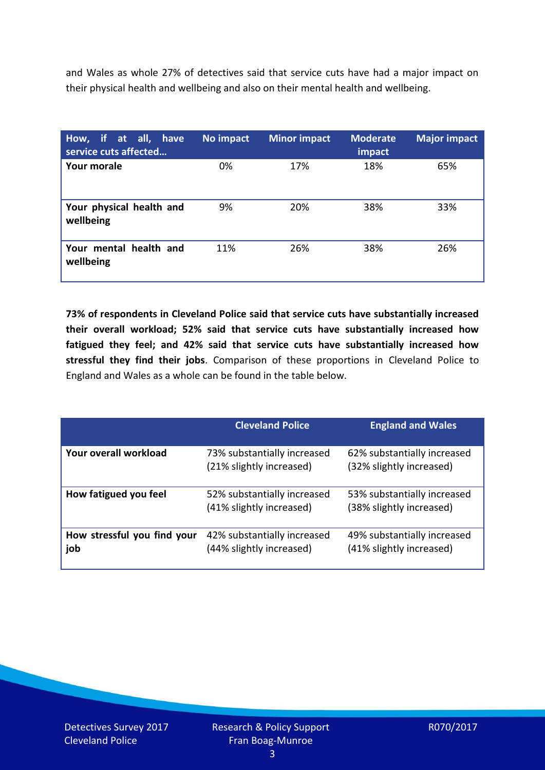and Wales as whole 27% of detectives said that service cuts have had a major impact on their physical health and wellbeing and also on their mental health and wellbeing.

| How, if at all, have service cuts affected… | No impact | Minor impact | Moderate impact | Major impact |
|---|---|---|---|---|
| **Your morale** | 0% | 17% | 18% | 65% |
| **Your physical health and wellbeing** | 9% | 20% | 38% | 33% |
| **Your mental health and wellbeing** | 11% | 26% | 38% | 26% |

**73% of respondents in Cleveland Police said that service cuts have substantially increased their overall workload; 52% said that service cuts have substantially increased how fatigued they feel; and 42% said that service cuts have substantially increased how stressful they find their jobs**. Comparison of these proportions in Cleveland Police to England and Wales as a whole can be found in the table below.

| | Cleveland Police | England and Wales |
|---|---|---|
| **Your overall workload** | 73% substantially increased (21% slightly increased) | 62% substantially increased (32% slightly increased) |
| **How fatigued you feel** | 52% substantially increased (41% slightly increased) | 53% substantially increased (38% slightly increased) |
| **How stressful you find your job** | 42% substantially increased (44% slightly increased) | 49% substantially increased (41% slightly increased) |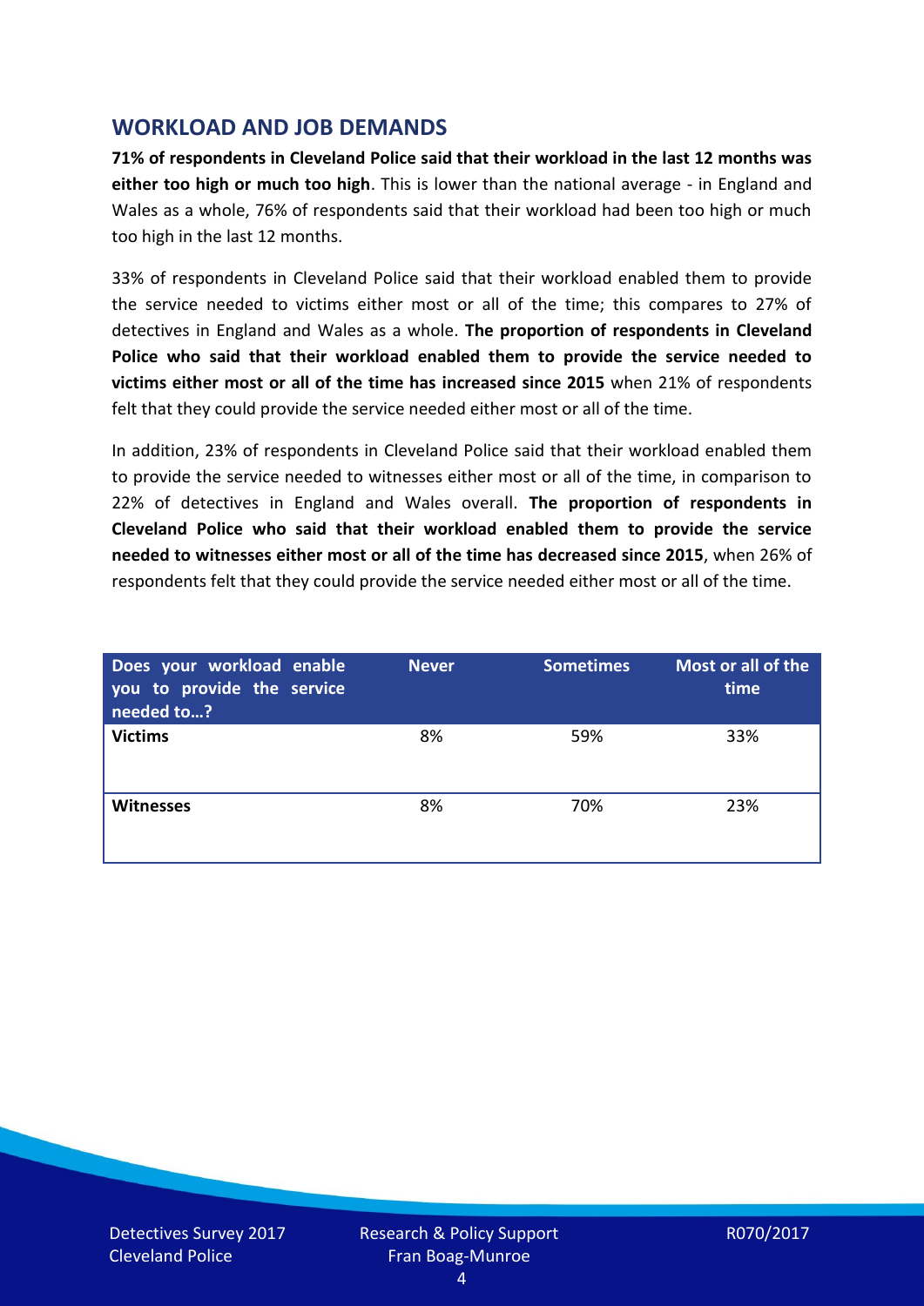## WORKLOAD AND JOB DEMANDS

**71% of respondents in Cleveland Police said that their workload in the last 12 months was either too high or much too high**. This is lower than the national average - in England and Wales as a whole, 76% of respondents said that their workload had been too high or much too high in the last 12 months.

33% of respondents in Cleveland Police said that their workload enabled them to provide the service needed to victims either most or all of the time; this compares to 27% of detectives in England and Wales as a whole. **The proportion of respondents in Cleveland Police who said that their workload enabled them to provide the service needed to victims either most or all of the time has increased since 2015** when 21% of respondents felt that they could provide the service needed either most or all of the time.

In addition, 23% of respondents in Cleveland Police said that their workload enabled them to provide the service needed to witnesses either most or all of the time, in comparison to 22% of detectives in England and Wales overall. **The proportion of respondents in Cleveland Police who said that their workload enabled them to provide the service needed to witnesses either most or all of the time has decreased since 2015**, when 26% of respondents felt that they could provide the service needed either most or all of the time.

| Does your workload enable you to provide the service needed to…? | Never | Sometimes | Most or all of the time |
|---|---|---|---|
| **Victims** | 8% | 59% | 33% |
| **Witnesses** | 8% | 70% | 23% |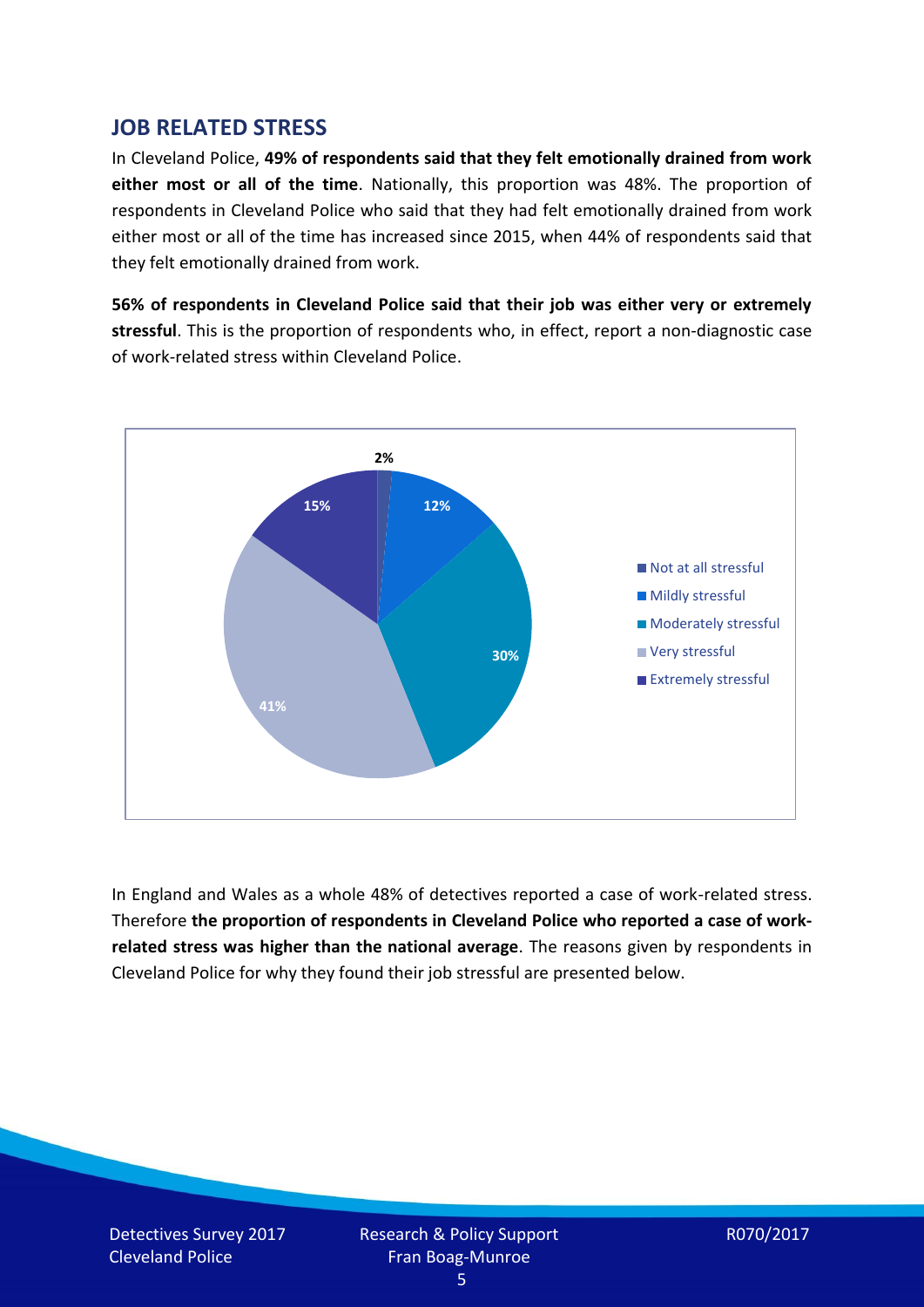## JOB RELATED STRESS

In Cleveland Police, **49% of respondents said that they felt emotionally drained from work either most or all of the time**. Nationally, this proportion was 48%. The proportion of respondents in Cleveland Police who said that they had felt emotionally drained from work either most or all of the time has increased since 2015, when 44% of respondents said that they felt emotionally drained from work.

**56% of respondents in Cleveland Police said that their job was either very or extremely stressful**. This is the proportion of respondents who, in effect, report a non-diagnostic case of work-related stress within Cleveland Police.

| Response | Percentage |
|---|---|
| Not at all stressful | 2% |
| Mildly stressful | 12% |
| Moderately stressful | 30% |
| Very stressful | 41% |
| Extremely stressful | 15% |

In England and Wales as a whole 48% of detectives reported a case of work-related stress. Therefore **the proportion of respondents in Cleveland Police who reported a case of work-related stress was higher than the national average**. The reasons given by respondents in Cleveland Police for why they found their job stressful are presented below.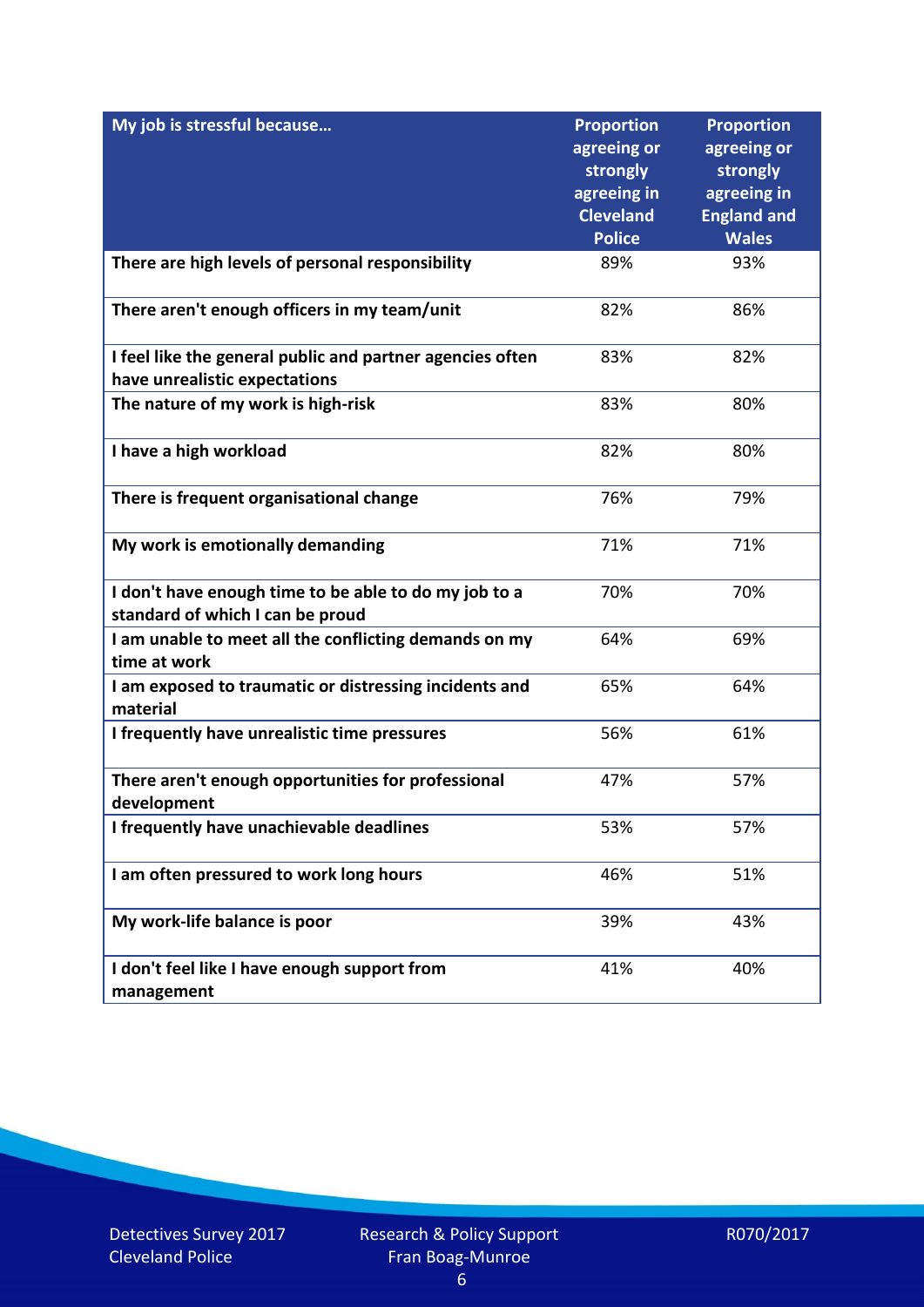| My job is stressful because… | Proportion agreeing or strongly agreeing in Cleveland Police | Proportion agreeing or strongly agreeing in England and Wales |
|---|---|---|
| **There are high levels of personal responsibility** | 89% | 93% |
| **There aren't enough officers in my team/unit** | 82% | 86% |
| **I feel like the general public and partner agencies often have unrealistic expectations** | 83% | 82% |
| **The nature of my work is high-risk** | 83% | 80% |
| **I have a high workload** | 82% | 80% |
| **There is frequent organisational change** | 76% | 79% |
| **My work is emotionally demanding** | 71% | 71% |
| **I don't have enough time to be able to do my job to a standard of which I can be proud** | 70% | 70% |
| **I am unable to meet all the conflicting demands on my time at work** | 64% | 69% |
| **I am exposed to traumatic or distressing incidents and material** | 65% | 64% |
| **I frequently have unrealistic time pressures** | 56% | 61% |
| **There aren't enough opportunities for professional development** | 47% | 57% |
| **I frequently have unachievable deadlines** | 53% | 57% |
| **I am often pressured to work long hours** | 46% | 51% |
| **My work-life balance is poor** | 39% | 43% |
| **I don't feel like I have enough support from management** | 41% | 40% |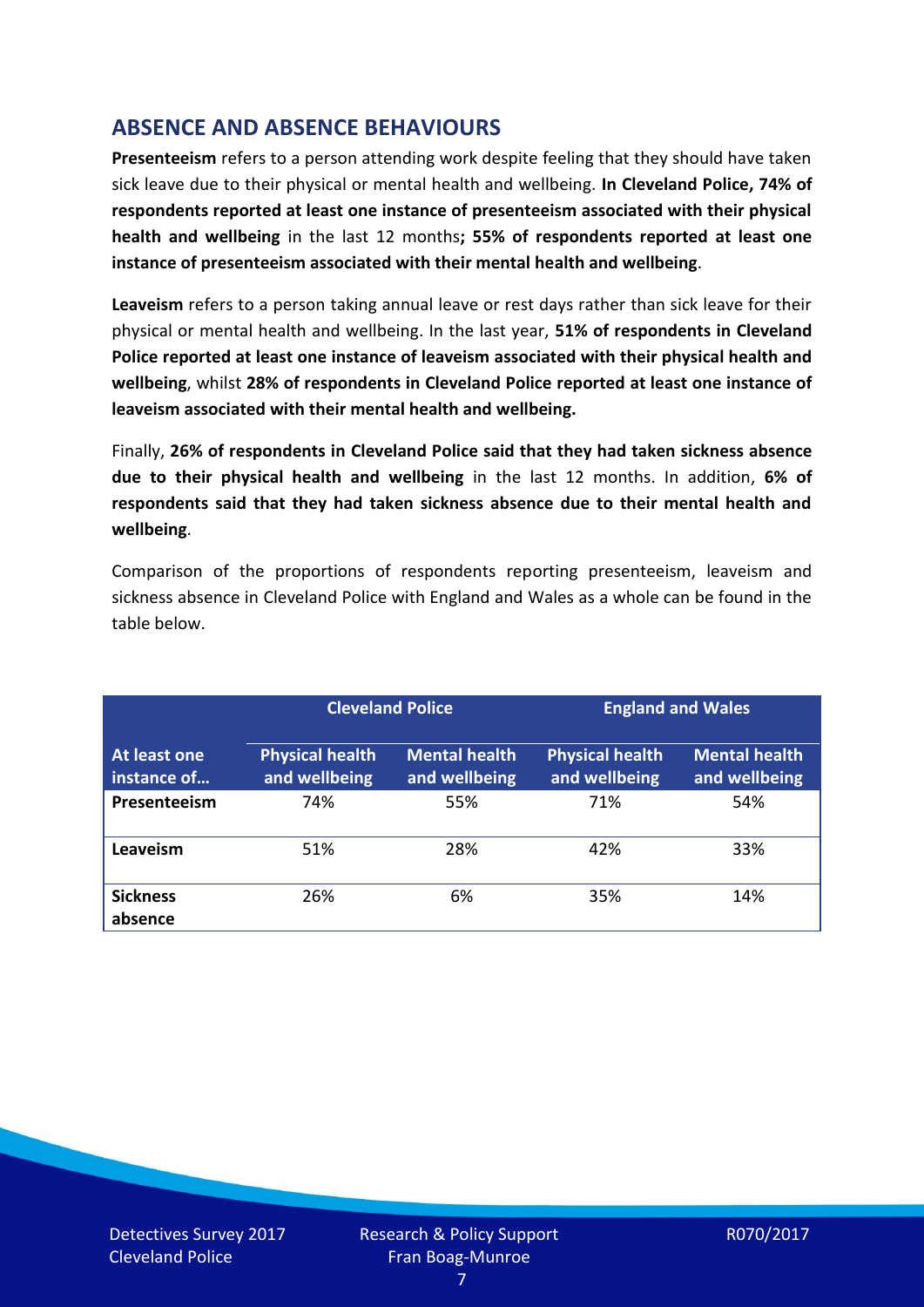## ABSENCE AND ABSENCE BEHAVIOURS

**Presenteeism** refers to a person attending work despite feeling that they should have taken sick leave due to their physical or mental health and wellbeing. **In Cleveland Police, 74% of respondents reported at least one instance of presenteeism associated with their physical health and wellbeing** in the last 12 months**; 55% of respondents reported at least one instance of presenteeism associated with their mental health and wellbeing**.

**Leaveism** refers to a person taking annual leave or rest days rather than sick leave for their physical or mental health and wellbeing. In the last year, **51% of respondents in Cleveland Police reported at least one instance of leaveism associated with their physical health and wellbeing**, whilst **28% of respondents in Cleveland Police reported at least one instance of leaveism associated with their mental health and wellbeing.**

Finally, **26% of respondents in Cleveland Police said that they had taken sickness absence due to their physical health and wellbeing** in the last 12 months. In addition, **6% of respondents said that they had taken sickness absence due to their mental health and wellbeing**.

Comparison of the proportions of respondents reporting presenteeism, leaveism and sickness absence in Cleveland Police with England and Wales as a whole can be found in the table below.

| | Cleveland Police | | England and Wales | |
|---|---|---|---|---|
| **At least one instance of…** | **Physical health and wellbeing** | **Mental health and wellbeing** | **Physical health and wellbeing** | **Mental health and wellbeing** |
| **Presenteeism** | 74% | 55% | 71% | 54% |
| **Leaveism** | 51% | 28% | 42% | 33% |
| **Sickness absence** | 26% | 6% | 35% | 14% |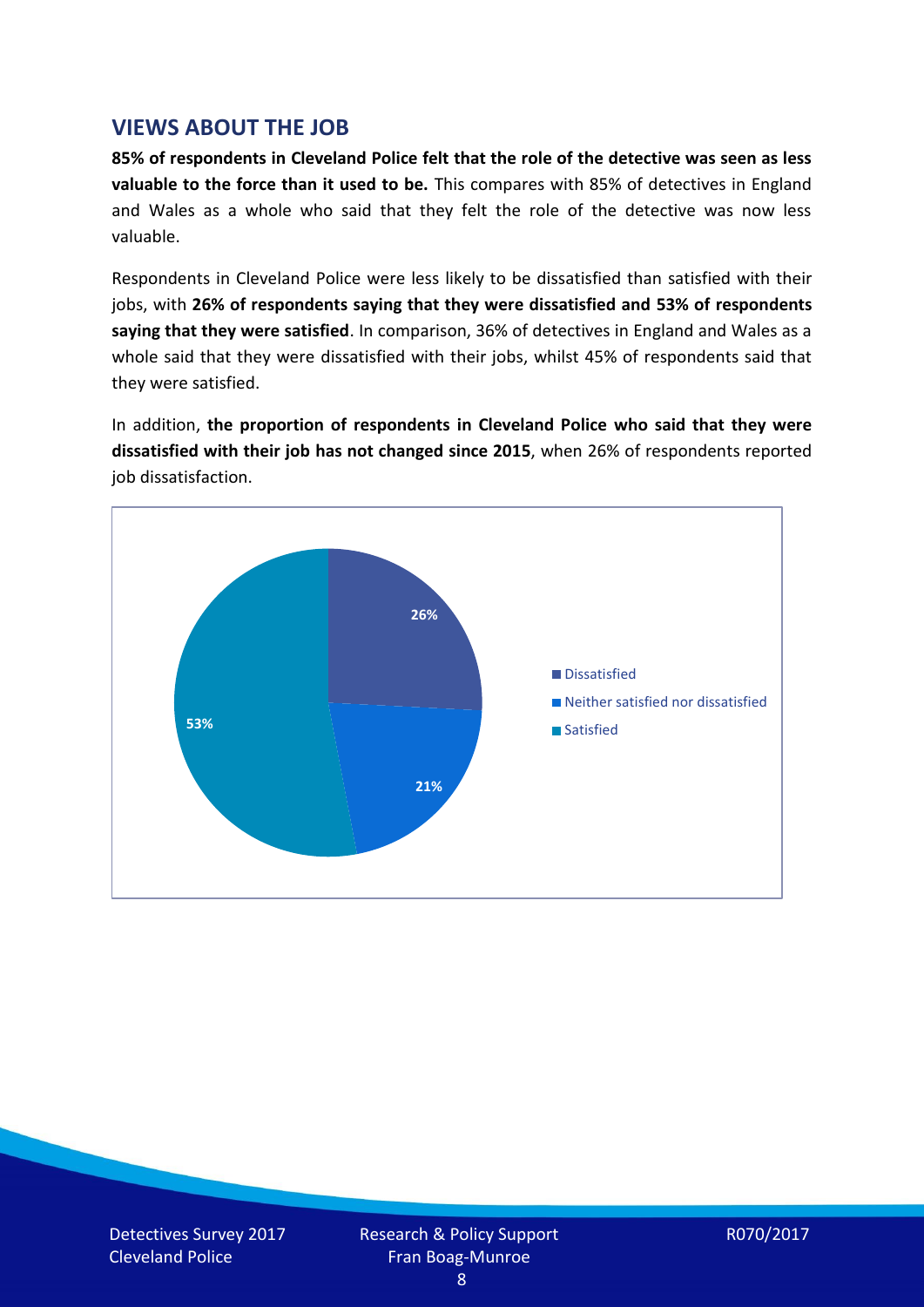## VIEWS ABOUT THE JOB

**85% of respondents in Cleveland Police felt that the role of the detective was seen as less valuable to the force than it used to be.** This compares with 85% of detectives in England and Wales as a whole who said that they felt the role of the detective was now less valuable.

Respondents in Cleveland Police were less likely to be dissatisfied than satisfied with their jobs, with **26% of respondents saying that they were dissatisfied and 53% of respondents saying that they were satisfied**. In comparison, 36% of detectives in England and Wales as a whole said that they were dissatisfied with their jobs, whilst 45% of respondents said that they were satisfied.

In addition, **the proportion of respondents in Cleveland Police who said that they were dissatisfied with their job has not changed since 2015**, when 26% of respondents reported job dissatisfaction.

| Response | Percentage |
|---|---|
| Dissatisfied | 26% |
| Neither satisfied nor dissatisfied | 21% |
| Satisfied | 53% |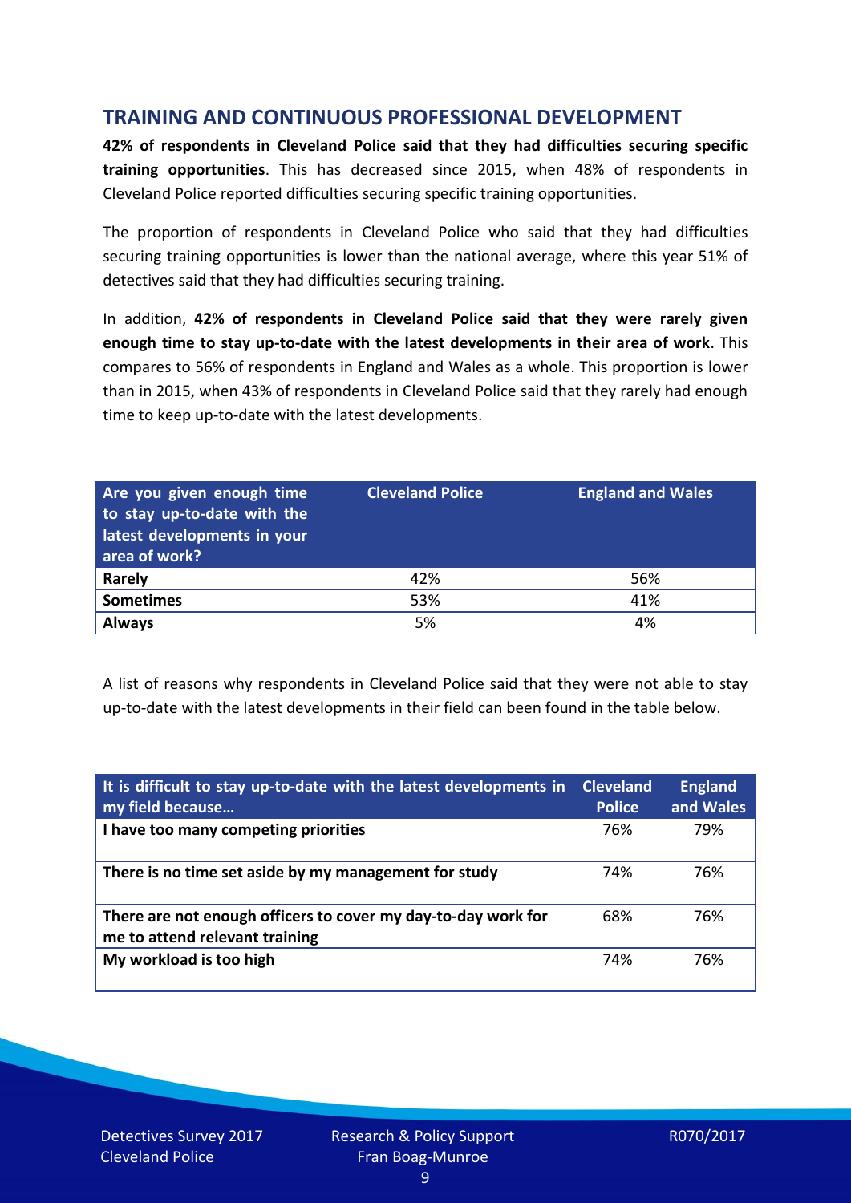## TRAINING AND CONTINUOUS PROFESSIONAL DEVELOPMENT

**42% of respondents in Cleveland Police said that they had difficulties securing specific training opportunities**. This has decreased since 2015, when 48% of respondents in Cleveland Police reported difficulties securing specific training opportunities.

The proportion of respondents in Cleveland Police who said that they had difficulties securing training opportunities is lower than the national average, where this year 51% of detectives said that they had difficulties securing training.

In addition, **42% of respondents in Cleveland Police said that they were rarely given enough time to stay up-to-date with the latest developments in their area of work**. This compares to 56% of respondents in England and Wales as a whole. This proportion is lower than in 2015, when 43% of respondents in Cleveland Police said that they rarely had enough time to keep up-to-date with the latest developments.

| Are you given enough time to stay up-to-date with the latest developments in your area of work? | Cleveland Police | England and Wales |
|---|---|---|
| **Rarely** | 42% | 56% |
| **Sometimes** | 53% | 41% |
| **Always** | 5% | 4% |

A list of reasons why respondents in Cleveland Police said that they were not able to stay up-to-date with the latest developments in their field can been found in the table below.

| It is difficult to stay up-to-date with the latest developments in my field because… | Cleveland Police | England and Wales |
|---|---|---|
| **I have too many competing priorities** | 76% | 79% |
| **There is no time set aside by my management for study** | 74% | 76% |
| **There are not enough officers to cover my day-to-day work for me to attend relevant training** | 68% | 76% |
| **My workload is too high** | 74% | 76% |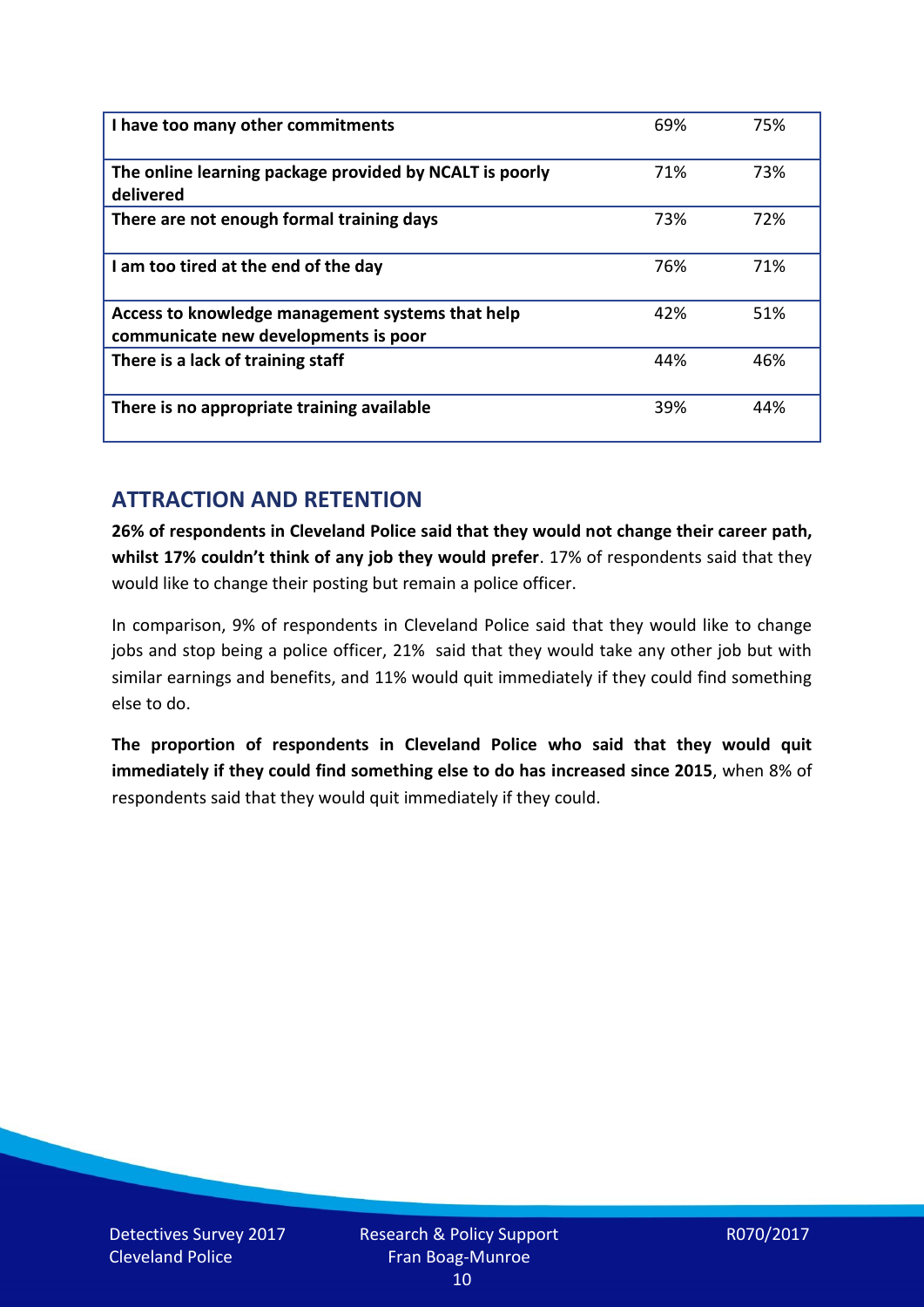| | | |
|---|---|---|
| **I have too many other commitments** | 69% | 75% |
| **The online learning package provided by NCALT is poorly delivered** | 71% | 73% |
| **There are not enough formal training days** | 73% | 72% |
| **I am too tired at the end of the day** | 76% | 71% |
| **Access to knowledge management systems that help communicate new developments is poor** | 42% | 51% |
| **There is a lack of training staff** | 44% | 46% |
| **There is no appropriate training available** | 39% | 44% |

## ATTRACTION AND RETENTION

**26% of respondents in Cleveland Police said that they would not change their career path, whilst 17% couldn't think of any job they would prefer**. 17% of respondents said that they would like to change their posting but remain a police officer.

In comparison, 9% of respondents in Cleveland Police said that they would like to change jobs and stop being a police officer, 21% said that they would take any other job but with similar earnings and benefits, and 11% would quit immediately if they could find something else to do.

**The proportion of respondents in Cleveland Police who said that they would quit immediately if they could find something else to do has increased since 2015**, when 8% of respondents said that they would quit immediately if they could.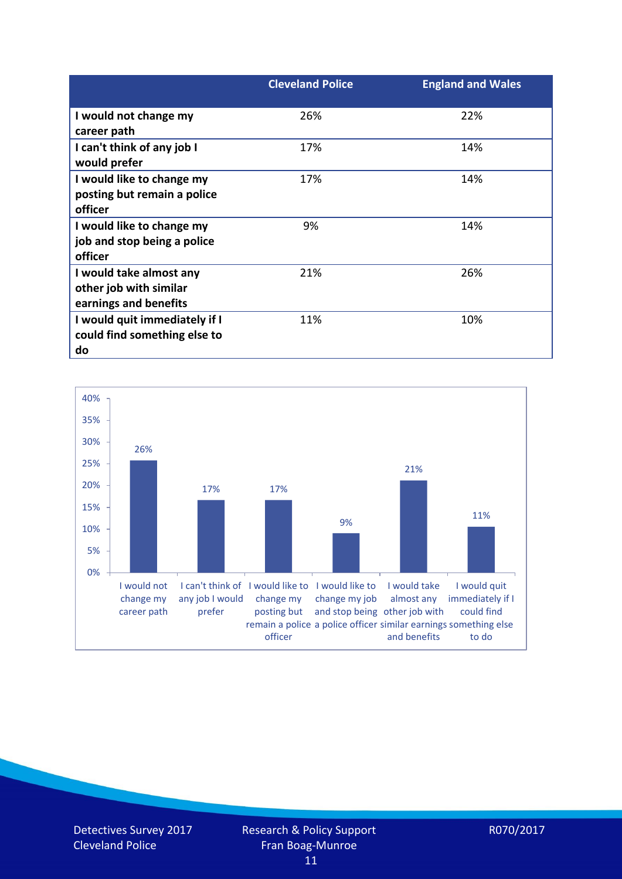| | Cleveland Police | England and Wales |
|---|---|---|
| **I would not change my career path** | 26% | 22% |
| **I can't think of any job I would prefer** | 17% | 14% |
| **I would like to change my posting but remain a police officer** | 17% | 14% |
| **I would like to change my job and stop being a police officer** | 9% | 14% |
| **I would take almost any other job with similar earnings and benefits** | 21% | 26% |
| **I would quit immediately if I could find something else to do** | 11% | 10% |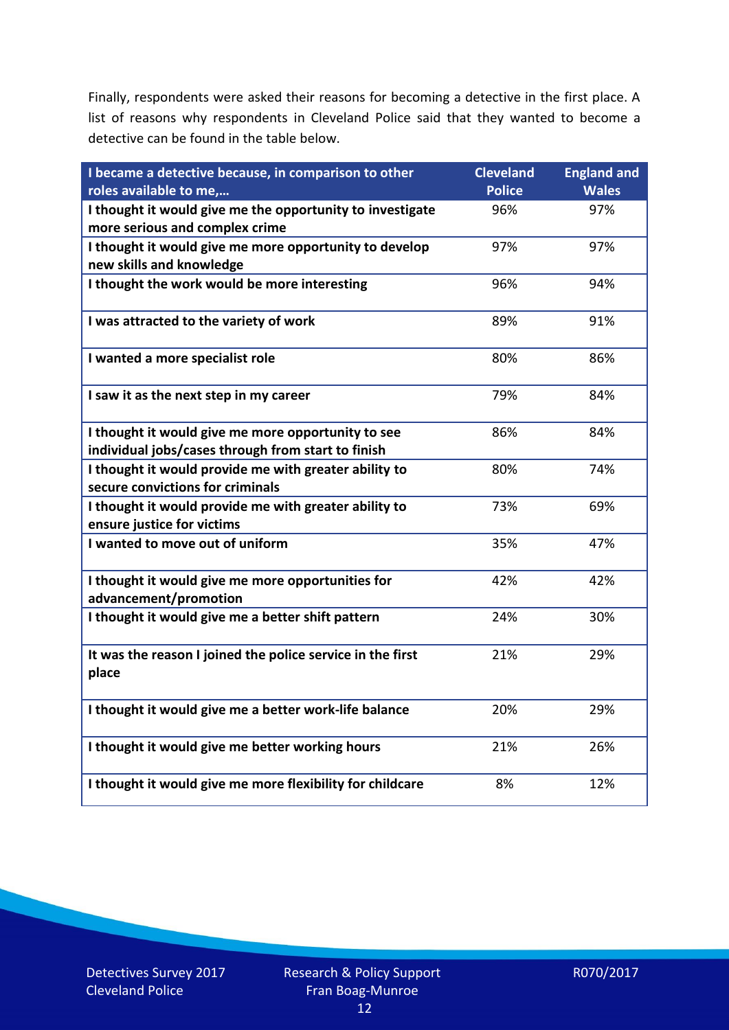Finally, respondents were asked their reasons for becoming a detective in the first place. A list of reasons why respondents in Cleveland Police said that they wanted to become a detective can be found in the table below.

| I became a detective because, in comparison to other roles available to me,… | Cleveland Police | England and Wales |
|---|---|---|
| I thought it would give me the opportunity to investigate more serious and complex crime | 96% | 97% |
| I thought it would give me more opportunity to develop new skills and knowledge | 97% | 97% |
| I thought the work would be more interesting | 96% | 94% |
| I was attracted to the variety of work | 89% | 91% |
| I wanted a more specialist role | 80% | 86% |
| I saw it as the next step in my career | 79% | 84% |
| I thought it would give me more opportunity to see individual jobs/cases through from start to finish | 86% | 84% |
| I thought it would provide me with greater ability to secure convictions for criminals | 80% | 74% |
| I thought it would provide me with greater ability to ensure justice for victims | 73% | 69% |
| I wanted to move out of uniform | 35% | 47% |
| I thought it would give me more opportunities for advancement/promotion | 42% | 42% |
| I thought it would give me a better shift pattern | 24% | 30% |
| It was the reason I joined the police service in the first place | 21% | 29% |
| I thought it would give me a better work-life balance | 20% | 29% |
| I thought it would give me better working hours | 21% | 26% |
| I thought it would give me more flexibility for childcare | 8% | 12% |